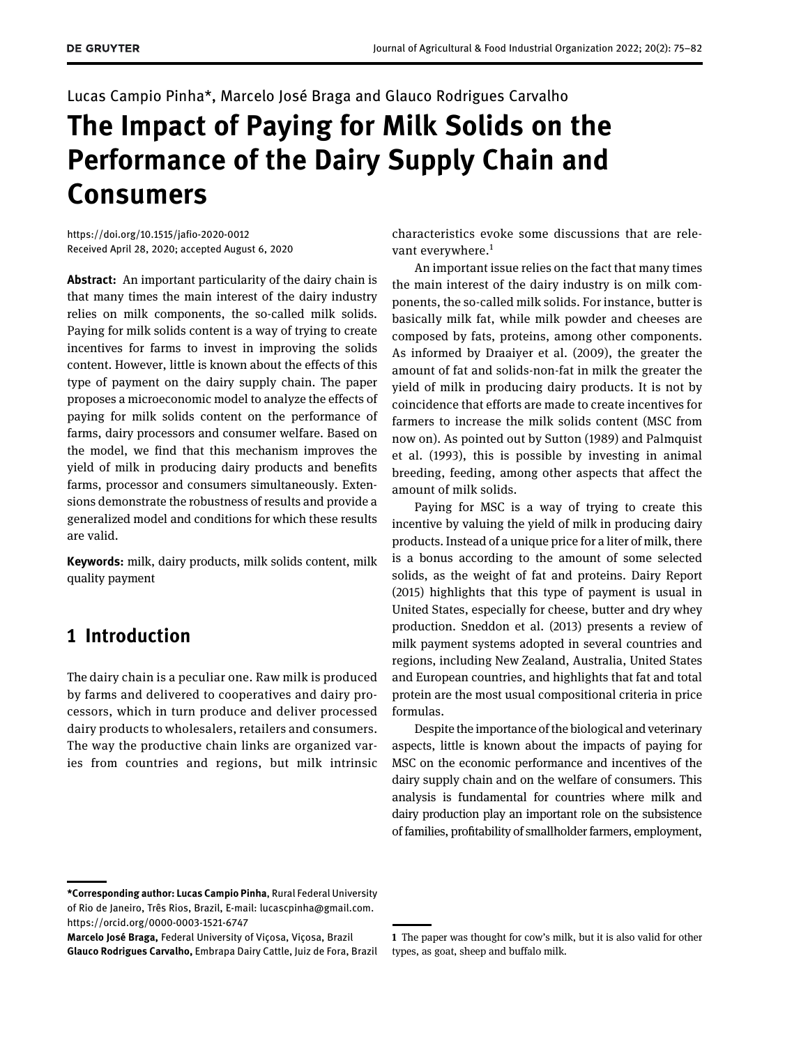Lucas Campio Pinha*, Marcelo José Braga and Glauco Rodrigues Carvalho

# The Impact of Paying for Milk Solids on the Performance of the Dairy Supply Chain and Consumers

https://doi.org/10.1515/jafio-2020-0012
Received April 28, 2020; accepted August 6, 2020

**Abstract:** An important particularity of the dairy chain is that many times the main interest of the dairy industry relies on milk components, the so-called milk solids. Paying for milk solids content is a way of trying to create incentives for farms to invest in improving the solids content. However, little is known about the effects of this type of payment on the dairy supply chain. The paper proposes a microeconomic model to analyze the effects of paying for milk solids content on the performance of farms, dairy processors and consumer welfare. Based on the model, we find that this mechanism improves the yield of milk in producing dairy products and benefits farms, processor and consumers simultaneously. Extensions demonstrate the robustness of results and provide a generalized model and conditions for which these results are valid.

**Keywords:** milk, dairy products, milk solids content, milk quality payment

## 1 Introduction

The dairy chain is a peculiar one. Raw milk is produced by farms and delivered to cooperatives and dairy processors, which in turn produce and deliver processed dairy products to wholesalers, retailers and consumers. The way the productive chain links are organized varies from countries and regions, but milk intrinsic characteristics evoke some discussions that are relevant everywhere.[1]

An important issue relies on the fact that many times the main interest of the dairy industry is on milk components, the so-called milk solids. For instance, butter is basically milk fat, while milk powder and cheeses are composed by fats, proteins, among other components. As informed by Draaiyer et al. (2009), the greater the amount of fat and solids-non-fat in milk the greater the yield of milk in producing dairy products. It is not by coincidence that efforts are made to create incentives for farmers to increase the milk solids content (MSC from now on). As pointed out by Sutton (1989) and Palmquist et al. (1993), this is possible by investing in animal breeding, feeding, among other aspects that affect the amount of milk solids.

Paying for MSC is a way of trying to create this incentive by valuing the yield of milk in producing dairy products. Instead of a unique price for a liter of milk, there is a bonus according to the amount of some selected solids, as the weight of fat and proteins. Dairy Report (2015) highlights that this type of payment is usual in United States, especially for cheese, butter and dry whey production. Sneddon et al. (2013) presents a review of milk payment systems adopted in several countries and regions, including New Zealand, Australia, United States and European countries, and highlights that fat and total protein are the most usual compositional criteria in price formulas.

Despite the importance of the biological and veterinary aspects, little is known about the impacts of paying for MSC on the economic performance and incentives of the dairy supply chain and on the welfare of consumers. This analysis is fundamental for countries where milk and dairy production play an important role on the subsistence of families, profitability of smallholder farmers, employment,

---

**\*Corresponding author: Lucas Campio Pinha**, Rural Federal University of Rio de Janeiro, Três Rios, Brazil, E-mail: lucascpinha@gmail.com. https://orcid.org/0000-0003-1521-6747

**Marcelo José Braga,** Federal University of Viçosa, Viçosa, Brazil

**Glauco Rodrigues Carvalho,** Embrapa Dairy Cattle, Juiz de Fora, Brazil

[1] The paper was thought for cow's milk, but it is also valid for other types, as goat, sheep and buffalo milk.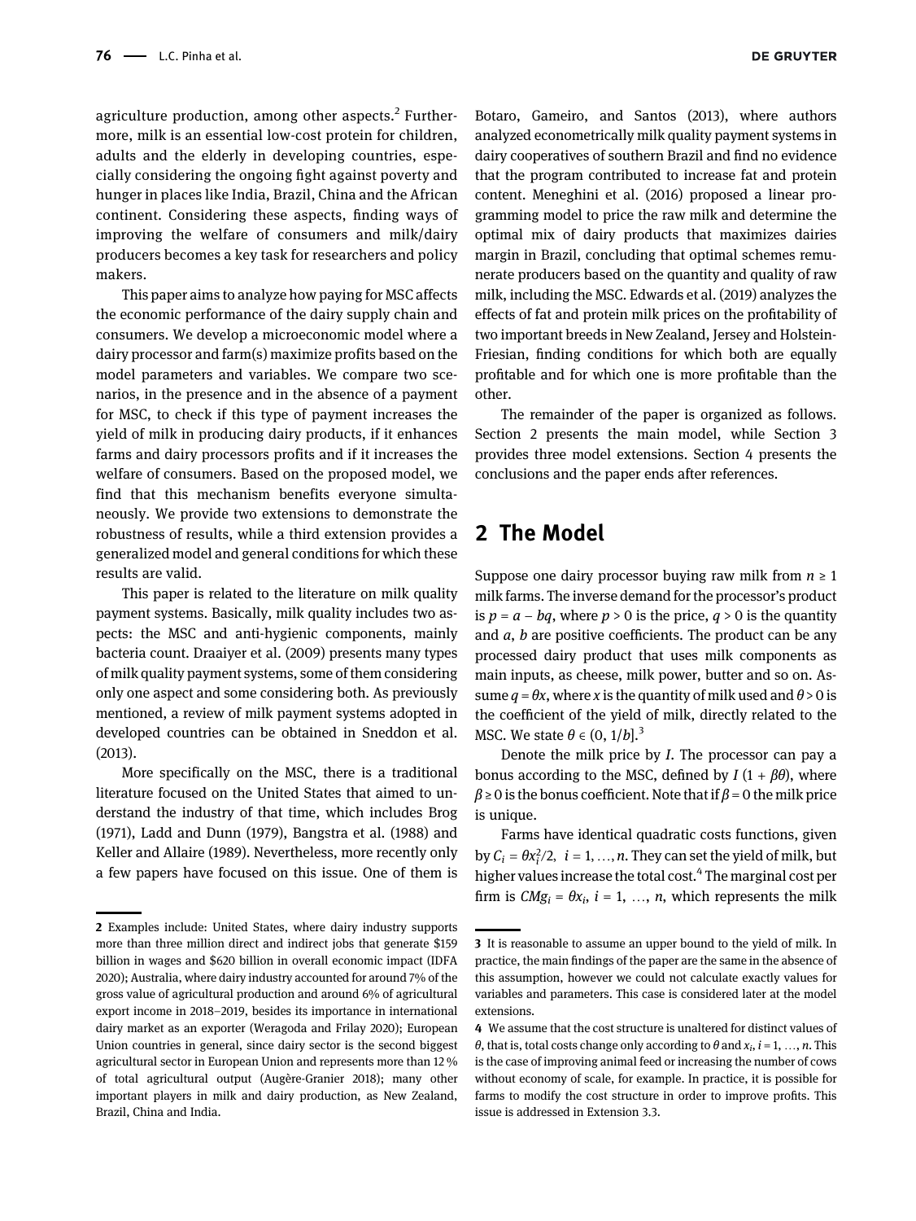agriculture production, among other aspects.[2] Furthermore, milk is an essential low-cost protein for children, adults and the elderly in developing countries, especially considering the ongoing fight against poverty and hunger in places like India, Brazil, China and the African continent. Considering these aspects, finding ways of improving the welfare of consumers and milk/dairy producers becomes a key task for researchers and policy makers.

This paper aims to analyze how paying for MSC affects the economic performance of the dairy supply chain and consumers. We develop a microeconomic model where a dairy processor and farm(s) maximize profits based on the model parameters and variables. We compare two scenarios, in the presence and in the absence of a payment for MSC, to check if this type of payment increases the yield of milk in producing dairy products, if it enhances farms and dairy processors profits and if it increases the welfare of consumers. Based on the proposed model, we find that this mechanism benefits everyone simultaneously. We provide two extensions to demonstrate the robustness of results, while a third extension provides a generalized model and general conditions for which these results are valid.

This paper is related to the literature on milk quality payment systems. Basically, milk quality includes two aspects: the MSC and anti-hygienic components, mainly bacteria count. Draaiyer et al. (2009) presents many types of milk quality payment systems, some of them considering only one aspect and some considering both. As previously mentioned, a review of milk payment systems adopted in developed countries can be obtained in Sneddon et al. (2013).

More specifically on the MSC, there is a traditional literature focused on the United States that aimed to understand the industry of that time, which includes Brog (1971), Ladd and Dunn (1979), Bangstra et al. (1988) and Keller and Allaire (1989). Nevertheless, more recently only a few papers have focused on this issue. One of them is Botaro, Gameiro, and Santos (2013), where authors analyzed econometrically milk quality payment systems in dairy cooperatives of southern Brazil and find no evidence that the program contributed to increase fat and protein content. Meneghini et al. (2016) proposed a linear programming model to price the raw milk and determine the optimal mix of dairy products that maximizes dairies margin in Brazil, concluding that optimal schemes remunerate producers based on the quantity and quality of raw milk, including the MSC. Edwards et al. (2019) analyzes the effects of fat and protein milk prices on the profitability of two important breeds in New Zealand, Jersey and Holstein-Friesian, finding conditions for which both are equally profitable and for which one is more profitable than the other.

The remainder of the paper is organized as follows. Section 2 presents the main model, while Section 3 provides three model extensions. Section 4 presents the conclusions and the paper ends after references.

## 2 The Model

Suppose one dairy processor buying raw milk from $n \geq 1$ milk farms. The inverse demand for the processor's product is $p = a - bq$, where $p > 0$ is the price, $q > 0$ is the quantity and $a$, $b$ are positive coefficients. The product can be any processed dairy product that uses milk components as main inputs, as cheese, milk power, butter and so on. Assume $q = \theta x$, where $x$ is the quantity of milk used and $\theta > 0$ is the coefficient of the yield of milk, directly related to the MSC. We state $\theta \in (0, 1/b]$.[3]

Denote the milk price by $I$. The processor can pay a bonus according to the MSC, defined by $I(1 + \beta\theta)$, where $\beta \geq 0$ is the bonus coefficient. Note that if $\beta = 0$ the milk price is unique.

Farms have identical quadratic costs functions, given by $C_i = \theta x_i^2/2,\ \ i = 1, \ldots, n$. They can set the yield of milk, but higher values increase the total cost.[4] The marginal cost per firm is $CMg_i = \theta x_i$, $i = 1, \ldots, n$, which represents the milk

---

[2] Examples include: United States, where dairy industry supports more than three million direct and indirect jobs that generate $159 billion in wages and $620 billion in overall economic impact (IDFA 2020); Australia, where dairy industry accounted for around 7% of the gross value of agricultural production and around 6% of agricultural export income in 2018–2019, besides its importance in international dairy market as an exporter (Weragoda and Frilay 2020); European Union countries in general, since dairy sector is the second biggest agricultural sector in European Union and represents more than 12 % of total agricultural output (Augère-Granier 2018); many other important players in milk and dairy production, as New Zealand, Brazil, China and India.

[3] It is reasonable to assume an upper bound to the yield of milk. In practice, the main findings of the paper are the same in the absence of this assumption, however we could not calculate exactly values for variables and parameters. This case is considered later at the model extensions.

[4] We assume that the cost structure is unaltered for distinct values of $\theta$, that is, total costs change only according to $\theta$ and $x_i$, $i = 1, \ldots, n$. This is the case of improving animal feed or increasing the number of cows without economy of scale, for example. In practice, it is possible for farms to modify the cost structure in order to improve profits. This issue is addressed in Extension 3.3.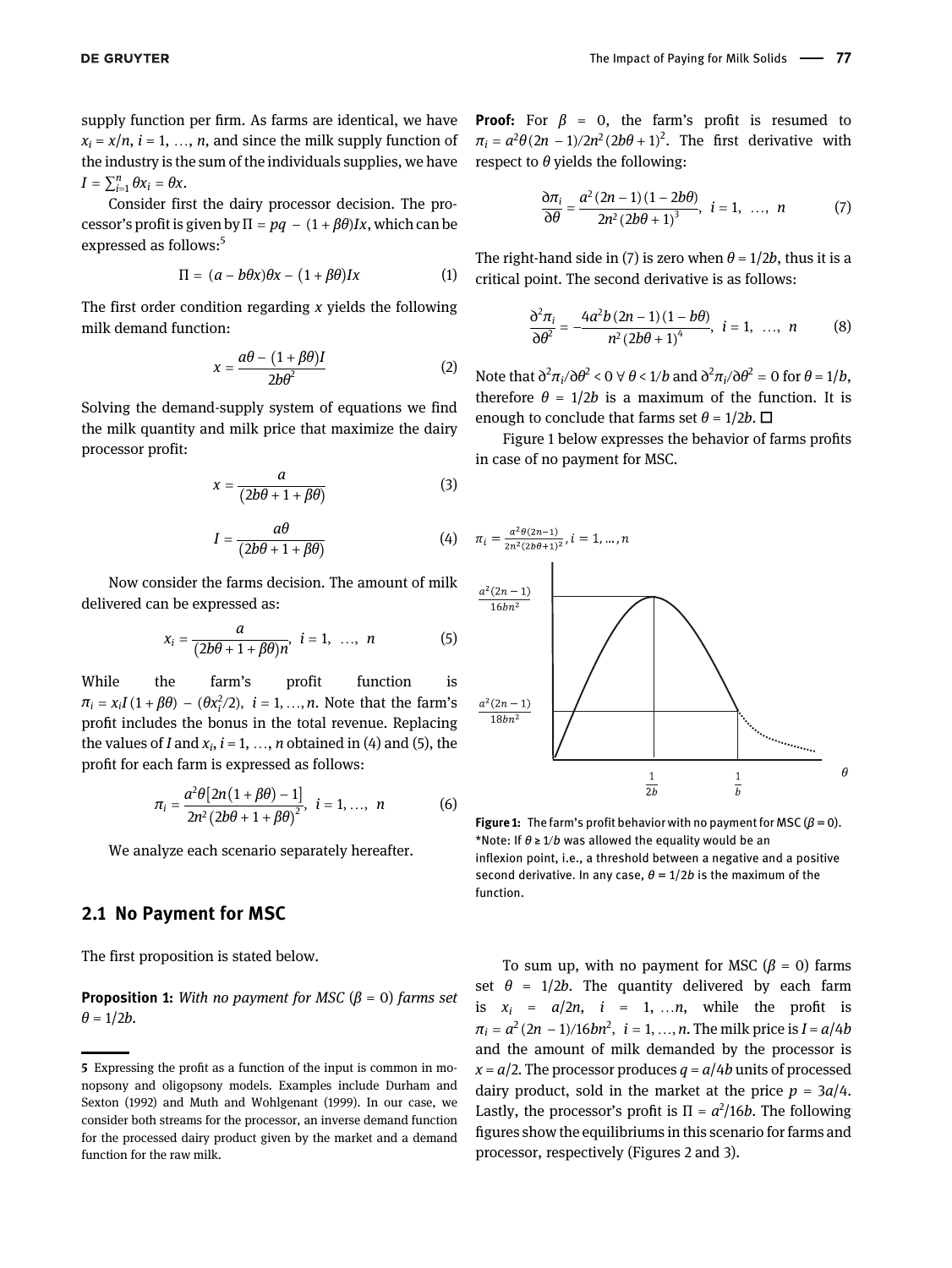supply function per firm. As farms are identical, we have $x_i = x/n$, $i = 1, \ldots, n$, and since the milk supply function of the industry is the sum of the individuals supplies, we have $I = \sum_{i=1}^{n} \theta x_i = \theta x$.

Consider first the dairy processor decision. The processor's profit is given by $\Pi = pq - (1+\beta\theta)Ix$, which can be expressed as follows:[5]

$$\Pi = (a - b\theta x)\theta x - (1+\beta\theta)Ix \tag{1}$$

The first order condition regarding $x$ yields the following milk demand function:

$$x = \frac{a\theta - (1+\beta\theta)I}{2b\theta^2} \tag{2}$$

Solving the demand-supply system of equations we find the milk quantity and milk price that maximize the dairy processor profit:

$$x = \frac{a}{(2b\theta + 1 + \beta\theta)} \tag{3}$$

$$I = \frac{a\theta}{(2b\theta + 1 + \beta\theta)} \tag{4}$$

Now consider the farms decision. The amount of milk delivered can be expressed as:

$$x_i = \frac{a}{(2b\theta + 1 + \beta\theta)n}, \quad i = 1, \ldots, n \tag{5}$$

While the farm's profit function is $\pi_i = x_i I(1+\beta\theta) - (\theta x_i^2/2)$, $i = 1, \ldots, n$. Note that the farm's profit includes the bonus in the total revenue. Replacing the values of $I$ and $x_i$, $i = 1, \ldots, n$ obtained in (4) and (5), the profit for each farm is expressed as follows:

$$\pi_i = \frac{a^2\theta[2n(1+\beta\theta) - 1]}{2n^2(2b\theta + 1 + \beta\theta)^2}, \quad i = 1, \ldots, n \tag{6}$$

We analyze each scenario separately hereafter.

## 2.1 No Payment for MSC

The first proposition is stated below.

**Proposition 1:** *With no payment for MSC ($\beta = 0$) farms set $\theta = 1/2b$.*

**Proof:** For $\beta = 0$, the farm's profit is resumed to $\pi_i = a^2\theta(2n-1)/2n^2(2b\theta+1)^2$. The first derivative with respect to $\theta$ yields the following:

$$\frac{\partial \pi_i}{\partial \theta} = \frac{a^2(2n-1)(1-2b\theta)}{2n^2(2b\theta+1)^3}, \quad i = 1, \ldots, n \tag{7}$$

The right-hand side in (7) is zero when $\theta = 1/2b$, thus it is a critical point. The second derivative is as follows:

$$\frac{\partial^2 \pi_i}{\partial \theta^2} = -\frac{4a^2b(2n-1)(1-b\theta)}{n^2(2b\theta+1)^4}, \quad i = 1, \ldots, n \tag{8}$$

Note that $\partial^2\pi_i/\partial\theta^2 < 0 \; \forall \; \theta < 1/b$ and $\partial^2\pi_i/\partial\theta^2 = 0$ for $\theta = 1/b$, therefore $\theta = 1/2b$ is a maximum of the function. It is enough to conclude that farms set $\theta = 1/2b$. □

Figure 1 below expresses the behavior of farms profits in case of no payment for MSC.

**Figure 1:** The farm's profit behavior with no payment for MSC ($\beta = 0$). *Note: If $\theta \geq 1/b$ was allowed the equality would be an inflexion point, i.e., a threshold between a negative and a positive second derivative. In any case, $\theta = 1/2b$ is the maximum of the function.

To sum up, with no payment for MSC ($\beta = 0$) farms set $\theta = 1/2b$. The quantity delivered by each farm is $x_i = a/2n$, $i = 1, \ldots n$, while the profit is $\pi_i = a^2(2n-1)/16bn^2$, $i = 1, \ldots, n$. The milk price is $I = a/4b$ and the amount of milk demanded by the processor is $x = a/2$. The processor produces $q = a/4b$ units of processed dairy product, sold in the market at the price $p = 3a/4$. Lastly, the processor's profit is $\Pi = a^2/16b$. The following figures show the equilibriums in this scenario for farms and processor, respectively (Figures 2 and 3).

---

[5] Expressing the profit as a function of the input is common in monopsony and oligopsony models. Examples include Durham and Sexton (1992) and Muth and Wohlgenant (1999). In our case, we consider both streams for the processor, an inverse demand function for the processed dairy product given by the market and a demand function for the raw milk.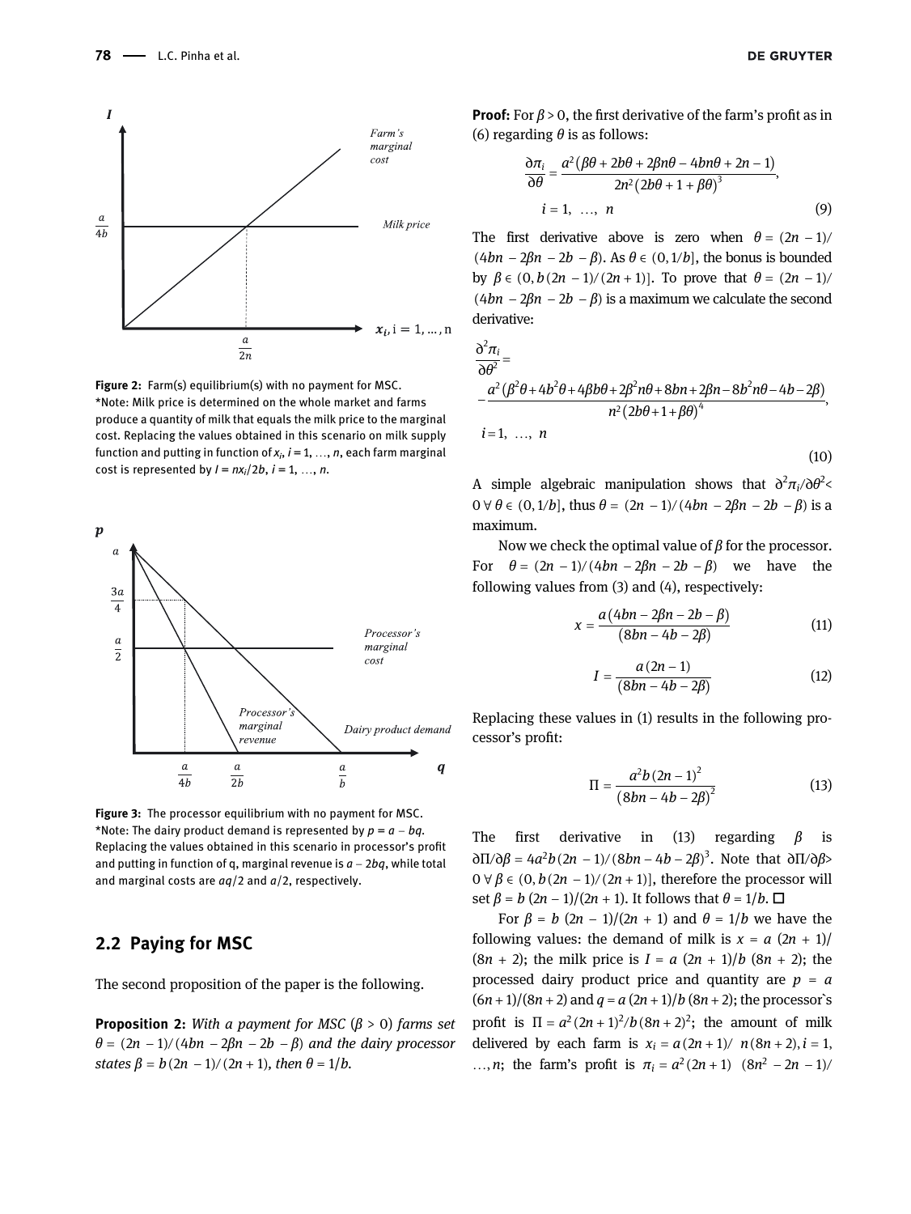Figure 2: Farm(s) equilibrium(s) with no payment for MSC. *Note: Milk price is determined on the whole market and farms produce a quantity of milk that equals the milk price to the marginal cost. Replacing the values obtained in this scenario on milk supply function and putting in function of $x_i$, $i = 1, \ldots, n$, each farm marginal cost is represented by $I = nx_i/2b$, $i = 1, \ldots, n$.

Figure 3: The processor equilibrium with no payment for MSC. *Note: The dairy product demand is represented by $p = a - bq$. Replacing the values obtained in this scenario in processor's profit and putting in function of q, marginal revenue is $a - 2bq$, while total and marginal costs are $aq/2$ and $a/2$, respectively.

## 2.2 Paying for MSC

The second proposition of the paper is the following.

**Proposition 2:** *With a payment for MSC ($\beta > 0$) farms set $\theta = (2n - 1)/(4bn - 2\beta n - 2b - \beta)$ and the dairy processor states $\beta = b(2n - 1)/(2n + 1)$, then $\theta = 1/b$.*

**Proof:** For $\beta > 0$, the first derivative of the farm's profit as in (6) regarding $\theta$ is as follows:

$$\frac{\partial \pi_i}{\partial \theta} = \frac{a^2(\beta\theta + 2b\theta + 2\beta n\theta - 4bn\theta + 2n - 1)}{2n^2(2b\theta + 1 + \beta\theta)^3}, \quad i = 1, \ldots, n \tag{9}$$

The first derivative above is zero when $\theta = (2n - 1)/(4bn - 2\beta n - 2b - \beta)$. As $\theta \in (0, 1/b]$, the bonus is bounded by $\beta \in (0, b(2n - 1)/(2n + 1)]$. To prove that $\theta = (2n - 1)/(4bn - 2\beta n - 2b - \beta)$ is a maximum we calculate the second derivative:

$$\frac{\partial^2 \pi_i}{\partial \theta^2} = -\frac{a^2(\beta^2\theta + 4b^2\theta + 4\beta b\theta + 2\beta^2 n\theta + 8bn + 2\beta n - 8b^2 n\theta - 4b - 2\beta)}{n^2(2b\theta + 1 + \beta\theta)^4}, \quad i = 1, \ldots, n \tag{10}$$

A simple algebraic manipulation shows that $\partial^2\pi_i/\partial\theta^2 < 0 \ \forall\ \theta \in (0, 1/b]$, thus $\theta = (2n - 1)/(4bn - 2\beta n - 2b - \beta)$ is a maximum.

Now we check the optimal value of $\beta$ for the processor. For $\theta = (2n - 1)/(4bn - 2\beta n - 2b - \beta)$ we have the following values from (3) and (4), respectively:

$$x = \frac{a(4bn - 2\beta n - 2b - \beta)}{(8bn - 4b - 2\beta)} \tag{11}$$

$$I = \frac{a(2n - 1)}{(8bn - 4b - 2\beta)} \tag{12}$$

Replacing these values in (1) results in the following processor's profit:

$$\Pi = \frac{a^2 b(2n - 1)^2}{(8bn - 4b - 2\beta)^2} \tag{13}$$

The first derivative in (13) regarding $\beta$ is $\partial\Pi/\partial\beta = 4a^2 b(2n - 1)/(8bn - 4b - 2\beta)^3$. Note that $\partial\Pi/\partial\beta > 0 \ \forall\ \beta \in (0, b(2n - 1)/(2n + 1)]$, therefore the processor will set $\beta = b(2n - 1)/(2n + 1)$. It follows that $\theta = 1/b$. □

For $\beta = b(2n - 1)/(2n + 1)$ and $\theta = 1/b$ we have the following values: the demand of milk is $x = a(2n + 1)/(8n + 2)$; the milk price is $I = a(2n + 1)/b(8n + 2)$; the processed dairy product price and quantity are $p = a(6n + 1)/(8n + 2)$ and $q = a(2n + 1)/b(8n + 2)$; the processor's profit is $\Pi = a^2(2n + 1)^2/b(8n + 2)^2$; the amount of milk delivered by each farm is $x_i = a(2n + 1)/n(8n + 2)$, $i = 1, \ldots, n$; the farm's profit is $\pi_i = a^2(2n + 1)(8n^2 - 2n - 1)/$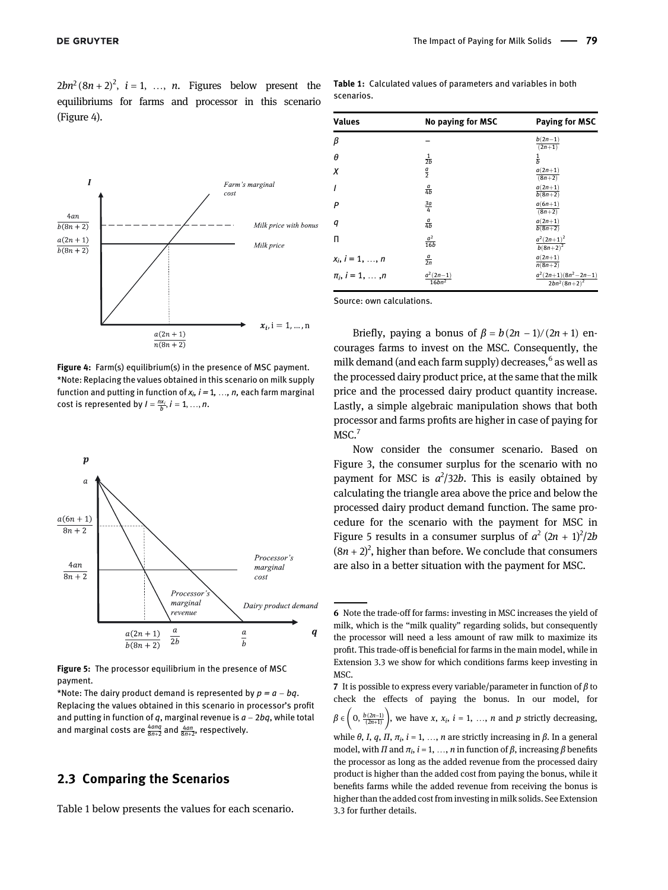$2bn^2(8n+2)^2$, $i = 1, \ldots, n$. Figures below present the equilibriums for farms and processor in this scenario (Figure 4).

Figure 4: Farm(s) equilibrium(s) in the presence of MSC payment. *Note: Replacing the values obtained in this scenario on milk supply function and putting in function of $x_i$, $i = 1, \ldots, n$, each farm marginal cost is represented by $I = \frac{nx_i}{b}$, $i = 1, \ldots, n$.

Figure 5: The processor equilibrium in the presence of MSC payment.
*Note: The dairy product demand is represented by $p = a - bq$. Replacing the values obtained in this scenario in processor's profit and putting in function of $q$, marginal revenue is $a - 2bq$, while total and marginal costs are $\frac{4anq}{8n+2}$ and $\frac{4an}{8n+2}$, respectively.

## 2.3 Comparing the Scenarios

Table 1 below presents the values for each scenario.

Table 1: Calculated values of parameters and variables in both scenarios.

| Values | No paying for MSC | Paying for MSC |
|---|---|---|
| $\beta$ | – | $\frac{b(2n-1)}{(2n+1)}$ |
| $\theta$ | $\frac{1}{2b}$ | $\frac{1}{b}$ |
| $X$ | $\frac{a}{2}$ | $\frac{a(2n+1)}{(8n+2)}$ |
| $I$ | $\frac{a}{4b}$ | $\frac{a(2n+1)}{b(8n+2)}$ |
| $P$ | $\frac{3a}{4}$ | $\frac{a(6n+1)}{(8n+2)}$ |
| $q$ | $\frac{a}{4b}$ | $\frac{a(2n+1)}{b(8n+2)}$ |
| $\Pi$ | $\frac{a^2}{16b}$ | $\frac{a^2(2n+1)^2}{b(8n+2)^2}$ |
| $x_i$, $i = 1, \ldots, n$ | $\frac{a}{2n}$ | $\frac{a(2n+1)}{n(8n+2)}$ |
| $\pi_i$, $i = 1, \ldots, n$ | $\frac{a^2(2n-1)}{16bn^2}$ | $\frac{a^2(2n+1)(8n^2-2n-1)}{2bn^2(8n+2)^2}$ |

Source: own calculations.

Briefly, paying a bonus of $\beta = b(2n-1)/(2n+1)$ encourages farms to invest on the MSC. Consequently, the milk demand (and each farm supply) decreases,[6] as well as the processed dairy product price, at the same that the milk price and the processed dairy product quantity increase. Lastly, a simple algebraic manipulation shows that both processor and farms profits are higher in case of paying for MSC.[7]

Now consider the consumer scenario. Based on Figure 3, the consumer surplus for the scenario with no payment for MSC is $a^2/32b$. This is easily obtained by calculating the triangle area above the price and below the processed dairy product demand function. The same procedure for the scenario with the payment for MSC in Figure 5 results in a consumer surplus of $a^2(2n+1)^2/2b(8n+2)^2$, higher than before. We conclude that consumers are also in a better situation with the payment for MSC.

---

6 Note the trade-off for farms: investing in MSC increases the yield of milk, which is the "milk quality" regarding solids, but consequently the processor will need a less amount of raw milk to maximize its profit. This trade-off is beneficial for farms in the main model, while in Extension 3.3 we show for which conditions farms keep investing in MSC.

7 It is possible to express every variable/parameter in function of $\beta$ to check the effects of paying the bonus. In our model, for $\beta \in \left(0, \frac{b(2n-1)}{(2n+1)}\right)$, we have $x$, $x_i$, $i = 1, \ldots, n$ and $p$ strictly decreasing, while $\theta$, $I$, $q$, $\Pi$, $\pi_i$, $i = 1, \ldots, n$ are strictly increasing in $\beta$. In a general model, with $\Pi$ and $\pi_i$, $i = 1, \ldots, n$ in function of $\beta$, increasing $\beta$ benefits the processor as long as the added revenue from the processed dairy product is higher than the added cost from paying the bonus, while it benefits farms while the added revenue from receiving the bonus is higher than the added cost from investing in milk solids. See Extension 3.3 for further details.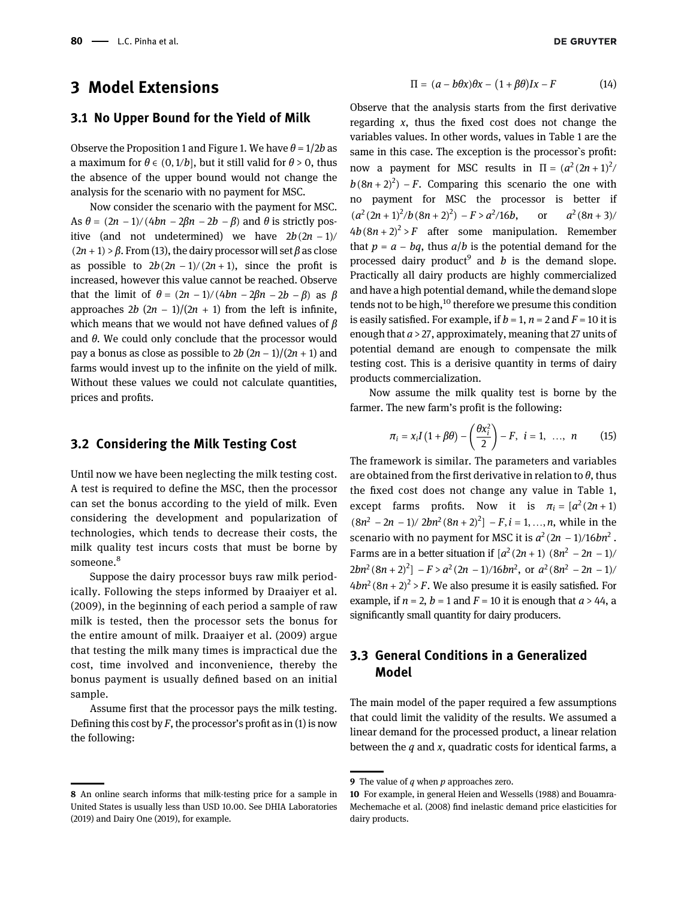## 3 Model Extensions

### 3.1 No Upper Bound for the Yield of Milk

Observe the Proposition 1 and Figure 1. We have $\theta = 1/2b$ as a maximum for $\theta \in (0, 1/b]$, but it still valid for $\theta > 0$, thus the absence of the upper bound would not change the analysis for the scenario with no payment for MSC.

Now consider the scenario with the payment for MSC. As $\theta = (2n-1)/(4bn-2\beta n-2b-\beta)$ and $\theta$ is strictly positive (and not undetermined) we have $2b(2n-1)/(2n+1) > \beta$. From (13), the dairy processor will set $\beta$ as close as possible to $2b(2n-1)/(2n+1)$, since the profit is increased, however this value cannot be reached. Observe that the limit of $\theta = (2n-1)/(4bn-2\beta n-2b-\beta)$ as $\beta$ approaches $2b\ (2n-1)/(2n+1)$ from the left is infinite, which means that we would not have defined values of $\beta$ and $\theta$. We could only conclude that the processor would pay a bonus as close as possible to $2b\ (2n-1)/(2n+1)$ and farms would invest up to the infinite on the yield of milk. Without these values we could not calculate quantities, prices and profits.

### 3.2 Considering the Milk Testing Cost

Until now we have been neglecting the milk testing cost. A test is required to define the MSC, then the processor can set the bonus according to the yield of milk. Even considering the development and popularization of technologies, which tends to decrease their costs, the milk quality test incurs costs that must be borne by someone.[8]

Suppose the dairy processor buys raw milk periodically. Following the steps informed by Draaiyer et al. (2009), in the beginning of each period a sample of raw milk is tested, then the processor sets the bonus for the entire amount of milk. Draaiyer et al. (2009) argue that testing the milk many times is impractical due the cost, time involved and inconvenience, thereby the bonus payment is usually defined based on an initial sample.

Assume first that the processor pays the milk testing. Defining this cost by $F$, the processor's profit as in (1) is now the following:

$$\Pi = (a - b\theta x)\theta x - (1+\beta\theta)Ix - F \qquad (14)$$

Observe that the analysis starts from the first derivative regarding $x$, thus the fixed cost does not change the variables values. In other words, values in Table 1 are the same in this case. The exception is the processor`s profit: now a payment for MSC results in $\Pi = (a^2(2n+1)^2/b(8n+2)^2) - F$. Comparing this scenario the one with no payment for MSC the processor is better if $(a^2(2n+1)^2/b(8n+2)^2) - F > a^2/16b$, or $a^2(8n+3)/4b(8n+2)^2 > F$ after some manipulation. Remember that $p = a - bq$, thus $a/b$ is the potential demand for the processed dairy product[9] and $b$ is the demand slope. Practically all dairy products are highly commercialized and have a high potential demand, while the demand slope tends not to be high,[10] therefore we presume this condition is easily satisfied. For example, if $b = 1$, $n = 2$ and $F = 10$ it is enough that $a > 27$, approximately, meaning that 27 units of potential demand are enough to compensate the milk testing cost. This is a derisive quantity in terms of dairy products commercialization.

Now assume the milk quality test is borne by the farmer. The new farm's profit is the following:

$$\pi_i = x_i I(1+\beta\theta) - \left(\frac{\theta x_i^2}{2}\right) - F, \ i = 1, \ \ldots, \ n \qquad (15)$$

The framework is similar. The parameters and variables are obtained from the first derivative in relation to $\theta$, thus the fixed cost does not change any value in Table 1, except farms profits. Now it is $\pi_i = [a^2(2n+1)(8n^2-2n-1)/2bn^2(8n+2)^2] - F, i = 1, \ldots, n$, while in the scenario with no payment for MSC it is $a^2(2n-1)/16bn^2$. Farms are in a better situation if $[a^2(2n+1)(8n^2-2n-1)/2bn^2(8n+2)^2] - F > a^2(2n-1)/16bn^2$, or $a^2(8n^2-2n-1)/4bn^2(8n+2)^2 > F$. We also presume it is easily satisfied. For example, if $n = 2$, $b = 1$ and $F = 10$ it is enough that $a > 44$, a significantly small quantity for dairy producers.

### 3.3 General Conditions in a Generalized Model

The main model of the paper required a few assumptions that could limit the validity of the results. We assumed a linear demand for the processed product, a linear relation between the $q$ and $x$, quadratic costs for identical farms, a

---

[8] An online search informs that milk-testing price for a sample in United States is usually less than USD 10.00. See DHIA Laboratories (2019) and Dairy One (2019), for example.

[9] The value of $q$ when $p$ approaches zero.

[10] For example, in general Heien and Wessells (1988) and Bouamra-Mechemache et al. (2008) find inelastic demand price elasticities for dairy products.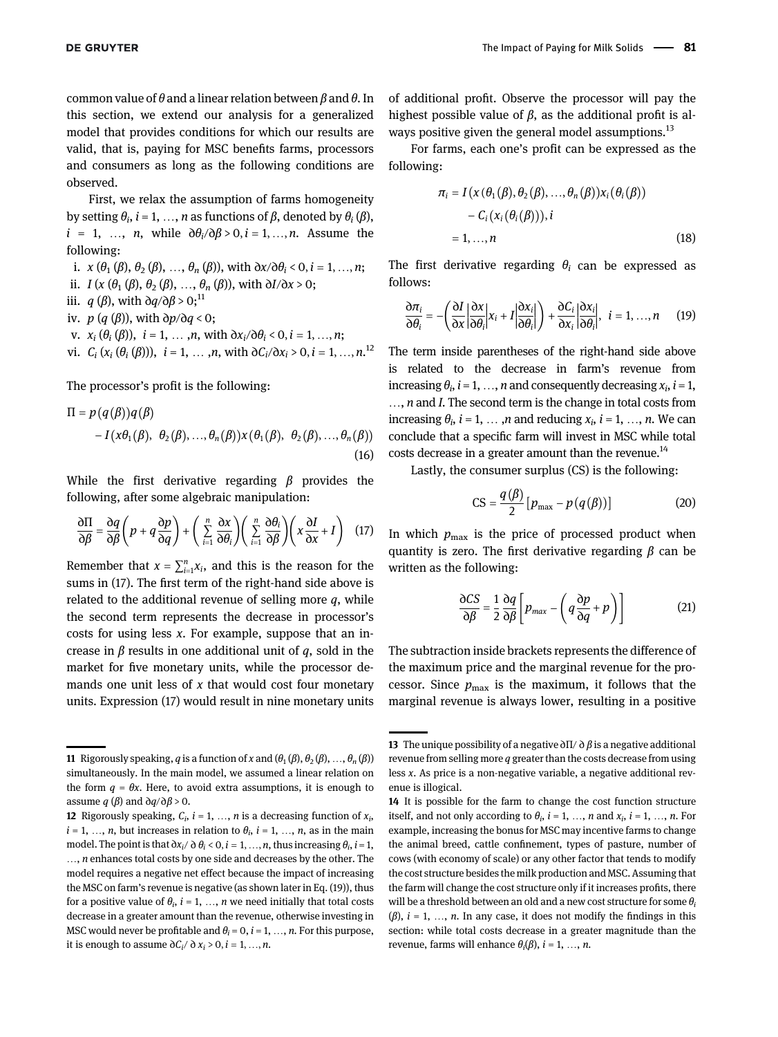common value of $\theta$ and a linear relation between $\beta$ and $\theta$. In this section, we extend our analysis for a generalized model that provides conditions for which our results are valid, that is, paying for MSC benefits farms, processors and consumers as long as the following conditions are observed.

First, we relax the assumption of farms homogeneity by setting $\theta_i$, $i = 1, \ldots, n$ as functions of $\beta$, denoted by $\theta_i(\beta)$, $i = 1, \ldots, n$, while $\partial\theta_i/\partial\beta > 0, i = 1, \ldots, n$. Assume the following:

i. $x(\theta_1(\beta), \theta_2(\beta), \ldots, \theta_n(\beta))$, with $\partial x/\partial\theta_i < 0, i = 1, \ldots, n$;
ii. $I(x(\theta_1(\beta), \theta_2(\beta), \ldots, \theta_n(\beta))$, with $\partial I/\partial x > 0$;
iii. $q(\beta)$, with $\partial q/\partial\beta > 0$;[11]
iv. $p(q(\beta))$, with $\partial p/\partial q < 0$;
v. $x_i(\theta_i(\beta))$, $i = 1, \ldots, n$, with $\partial x_i/\partial\theta_i < 0, i = 1, \ldots, n$;
vi. $C_i(x_i(\theta_i(\beta)))$, $i = 1, \ldots, n$, with $\partial C_i/\partial x_i > 0, i = 1, \ldots, n$.[12]

The processor's profit is the following:

$$\Pi = p(q(\beta))q(\beta) - I(x\theta_1(\beta),\ \theta_2(\beta), \ldots, \theta_n(\beta))x(\theta_1(\beta),\ \theta_2(\beta), \ldots, \theta_n(\beta)) \quad (16)$$

While the first derivative regarding $\beta$ provides the following, after some algebraic manipulation:

$$\frac{\partial\Pi}{\partial\beta} = \frac{\partial q}{\partial\beta}\left(p + q\frac{\partial p}{\partial q}\right) + \left(\sum_{i=1}^{n}\frac{\partial x}{\partial\theta_i}\right)\left(\sum_{i=1}^{n}\frac{\partial\theta_i}{\partial\beta}\right)\left(x\frac{\partial I}{\partial x} + I\right) \quad (17)$$

Remember that $x = \sum_{i=1}^{n} x_i$, and this is the reason for the sums in (17). The first term of the right-hand side above is related to the additional revenue of selling more $q$, while the second term represents the decrease in processor's costs for using less $x$. For example, suppose that an increase in $\beta$ results in one additional unit of $q$, sold in the market for five monetary units, while the processor demands one unit less of $x$ that would cost four monetary units. Expression (17) would result in nine monetary units of additional profit. Observe the processor will pay the highest possible value of $\beta$, as the additional profit is always positive given the general model assumptions.[13]

For farms, each one's profit can be expressed as the following:

$$\pi_i = I(x(\theta_1(\beta), \theta_2(\beta), \ldots, \theta_n(\beta))x_i(\theta_i(\beta)) - C_i(x_i(\theta_i(\beta))), i = 1, \ldots, n \quad (18)$$

The first derivative regarding $\theta_i$ can be expressed as follows:

$$\frac{\partial\pi_i}{\partial\theta_i} = -\left(\frac{\partial I}{\partial x}\left|\frac{\partial x}{\partial\theta_i}\right|x_i + I\left|\frac{\partial x_i}{\partial\theta_i}\right|\right) + \frac{\partial C_i}{\partial x_i}\left|\frac{\partial x_i}{\partial\theta_i}\right|,\ i = 1, \ldots, n \quad (19)$$

The term inside parentheses of the right-hand side above is related to the decrease in farm's revenue from increasing $\theta_i$, $i = 1, \ldots, n$ and consequently decreasing $x_i$, $i = 1, \ldots, n$ and $I$. The second term is the change in total costs from increasing $\theta_i$, $i = 1, \ldots, n$ and reducing $x_i$, $i = 1, \ldots, n$. We can conclude that a specific farm will invest in MSC while total costs decrease in a greater amount than the revenue.[14]

Lastly, the consumer surplus (CS) is the following:

$$\mathrm{CS} = \frac{q(\beta)}{2}\left[p_{\max} - p(q(\beta))\right] \quad (20)$$

In which $p_{\max}$ is the price of processed product when quantity is zero. The first derivative regarding $\beta$ can be written as the following:

$$\frac{\partial CS}{\partial\beta} = \frac{1}{2}\frac{\partial q}{\partial\beta}\left[p_{max} - \left(q\frac{\partial p}{\partial q} + p\right)\right] \quad (21)$$

The subtraction inside brackets represents the difference of the maximum price and the marginal revenue for the processor. Since $p_{\max}$ is the maximum, it follows that the marginal revenue is always lower, resulting in a positive

---

[11] Rigorously speaking, $q$ is a function of $x$ and $(\theta_1(\beta), \theta_2(\beta), \ldots, \theta_n(\beta))$ simultaneously. In the main model, we assumed a linear relation on the form $q = \theta x$. Here, to avoid extra assumptions, it is enough to assume $q(\beta)$ and $\partial q/\partial\beta > 0$.

[12] Rigorously speaking, $C_i$, $i = 1, \ldots, n$ is a decreasing function of $x_i$, $i = 1, \ldots, n$, but increases in relation to $\theta_i$, $i = 1, \ldots, n$, as in the main model. The point is that $\partial x_i/\partial\theta_i < 0, i = 1, \ldots, n$, thus increasing $\theta_i$, $i = 1, \ldots, n$ enhances total costs by one side and decreases by the other. The model requires a negative net effect because the impact of increasing the MSC on farm's revenue is negative (as shown later in Eq. (19)), thus for a positive value of $\theta_i$, $i = 1, \ldots, n$ we need initially that total costs decrease in a greater amount than the revenue, otherwise investing in MSC would never be profitable and $\theta_i = 0, i = 1, \ldots, n$. For this purpose, it is enough to assume $\partial C_i/\partial x_i > 0, i = 1, \ldots, n$.

[13] The unique possibility of a negative $\partial\Pi/\partial\beta$ is a negative additional revenue from selling more $q$ greater than the costs decrease from using less $x$. As price is a non-negative variable, a negative additional revenue is illogical.

[14] It is possible for the farm to change the cost function structure itself, and not only according to $\theta_i$, $i = 1, \ldots, n$ and $x_i$, $i = 1, \ldots, n$. For example, increasing the bonus for MSC may incentive farms to change the animal breed, cattle confinement, types of pasture, number of cows (with economy of scale) or any other factor that tends to modify the cost structure besides the milk production and MSC. Assuming that the farm will change the cost structure only if it increases profits, there will be a threshold between an old and a new cost structure for some $\theta_i(\beta)$, $i = 1, \ldots, n$. In any case, it does not modify the findings in this section: while total costs decrease in a greater magnitude than the revenue, farms will enhance $\theta_i(\beta)$, $i = 1, \ldots, n$.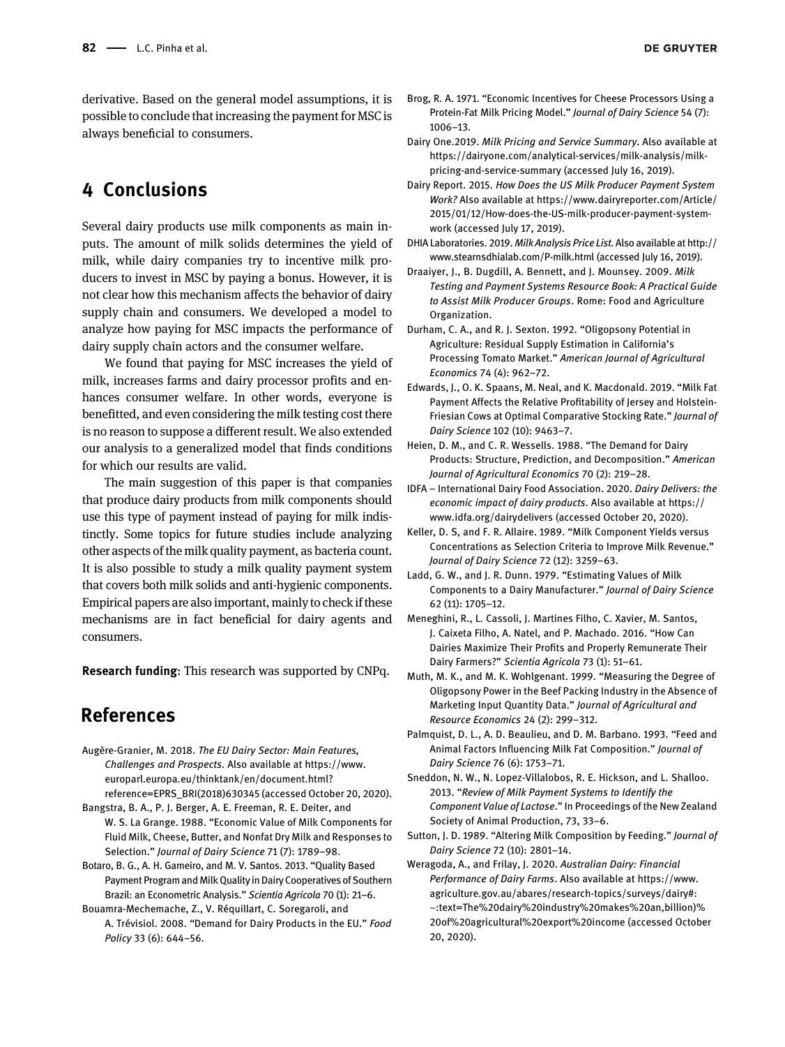derivative. Based on the general model assumptions, it is possible to conclude that increasing the payment for MSC is always beneficial to consumers.

## 4 Conclusions

Several dairy products use milk components as main inputs. The amount of milk solids determines the yield of milk, while dairy companies try to incentive milk producers to invest in MSC by paying a bonus. However, it is not clear how this mechanism affects the behavior of dairy supply chain and consumers. We developed a model to analyze how paying for MSC impacts the performance of dairy supply chain actors and the consumer welfare.

We found that paying for MSC increases the yield of milk, increases farms and dairy processor profits and enhances consumer welfare. In other words, everyone is benefitted, and even considering the milk testing cost there is no reason to suppose a different result. We also extended our analysis to a generalized model that finds conditions for which our results are valid.

The main suggestion of this paper is that companies that produce dairy products from milk components should use this type of payment instead of paying for milk indistinctly. Some topics for future studies include analyzing other aspects of the milk quality payment, as bacteria count. It is also possible to study a milk quality payment system that covers both milk solids and anti-hygienic components. Empirical papers are also important, mainly to check if these mechanisms are in fact beneficial for dairy agents and consumers.

**Research funding**: This research was supported by CNPq.

## References

Augère-Granier, M. 2018. *The EU Dairy Sector: Main Features, Challenges and Prospects*. Also available at https://www.europarl.europa.eu/thinktank/en/document.html?reference=EPRS_BRI(2018)630345 (accessed October 20, 2020).

Bangstra, B. A., P. J. Berger, A. E. Freeman, R. E. Deiter, and W. S. La Grange. 1988. "Economic Value of Milk Components for Fluid Milk, Cheese, Butter, and Nonfat Dry Milk and Responses to Selection." *Journal of Dairy Science* 71 (7): 1789–98.

Botaro, B. G., A. H. Gameiro, and M. V. Santos. 2013. "Quality Based Payment Program and Milk Quality in Dairy Cooperatives of Southern Brazil: an Econometric Analysis." *Scientia Agricola* 70 (1): 21–6.

Bouamra-Mechemache, Z., V. Réquillart, C. Soregaroli, and A. Trévisiol. 2008. "Demand for Dairy Products in the EU." *Food Policy* 33 (6): 644–56.

Brog, R. A. 1971. "Economic Incentives for Cheese Processors Using a Protein-Fat Milk Pricing Model." *Journal of Dairy Science* 54 (7): 1006–13.

Dairy One.2019. *Milk Pricing and Service Summary*. Also available at https://dairyone.com/analytical-services/milk-analysis/milk-pricing-and-service-summary (accessed July 16, 2019).

Dairy Report. 2015. *How Does the US Milk Producer Payment System Work?* Also available at https://www.dairyreporter.com/Article/2015/01/12/How-does-the-US-milk-producer-payment-system-work (accessed July 17, 2019).

DHIA Laboratories. 2019. *Milk Analysis Price List*. Also available at http://www.stearnsdhialab.com/P-milk.html (accessed July 16, 2019).

Draaiyer, J., B. Dugdill, A. Bennett, and J. Mounsey. 2009. *Milk Testing and Payment Systems Resource Book: A Practical Guide to Assist Milk Producer Groups*. Rome: Food and Agriculture Organization.

Durham, C. A., and R. J. Sexton. 1992. "Oligopsony Potential in Agriculture: Residual Supply Estimation in California's Processing Tomato Market." *American Journal of Agricultural Economics* 74 (4): 962–72.

Edwards, J., O. K. Spaans, M. Neal, and K. Macdonald. 2019. "Milk Fat Payment Affects the Relative Profitability of Jersey and Holstein-Friesian Cows at Optimal Comparative Stocking Rate." *Journal of Dairy Science* 102 (10): 9463–7.

Heien, D. M., and C. R. Wessells. 1988. "The Demand for Dairy Products: Structure, Prediction, and Decomposition." *American Journal of Agricultural Economics* 70 (2): 219–28.

IDFA – International Dairy Food Association. 2020. *Dairy Delivers: the economic impact of dairy products*. Also available at https://www.idfa.org/dairydelivers (accessed October 20, 2020).

Keller, D. S, and F. R. Allaire. 1989. "Milk Component Yields versus Concentrations as Selection Criteria to Improve Milk Revenue." *Journal of Dairy Science* 72 (12): 3259–63.

Ladd, G. W., and J. R. Dunn. 1979. "Estimating Values of Milk Components to a Dairy Manufacturer." *Journal of Dairy Science* 62 (11): 1705–12.

Meneghini, R., L. Cassoli, J. Martines Filho, C. Xavier, M. Santos, J. Caixeta Filho, A. Natel, and P. Machado. 2016. "How Can Dairies Maximize Their Profits and Properly Remunerate Their Dairy Farmers?" *Scientia Agricola* 73 (1): 51–61.

Muth, M. K., and M. K. Wohlgenant. 1999. "Measuring the Degree of Oligopsony Power in the Beef Packing Industry in the Absence of Marketing Input Quantity Data." *Journal of Agricultural and Resource Economics* 24 (2): 299–312.

Palmquist, D. L., A. D. Beaulieu, and D. M. Barbano. 1993. "Feed and Animal Factors Influencing Milk Fat Composition." *Journal of Dairy Science* 76 (6): 1753–71.

Sneddon, N. W., N. Lopez-Villalobos, R. E. Hickson, and L. Shalloo. 2013. "*Review of Milk Payment Systems to Identify the Component Value of Lactose*." In Proceedings of the New Zealand Society of Animal Production, 73, 33–6.

Sutton, J. D. 1989. "Altering Milk Composition by Feeding." *Journal of Dairy Science* 72 (10): 2801–14.

Weragoda, A., and Frilay, J. 2020. *Australian Dairy: Financial Performance of Dairy Farms*. Also available at https://www.agriculture.gov.au/abares/research-topics/surveys/dairy#:~:text=The%20dairy%20industry%20makes%20an,billion)%20of%20agricultural%20export%20income (accessed October 20, 2020).